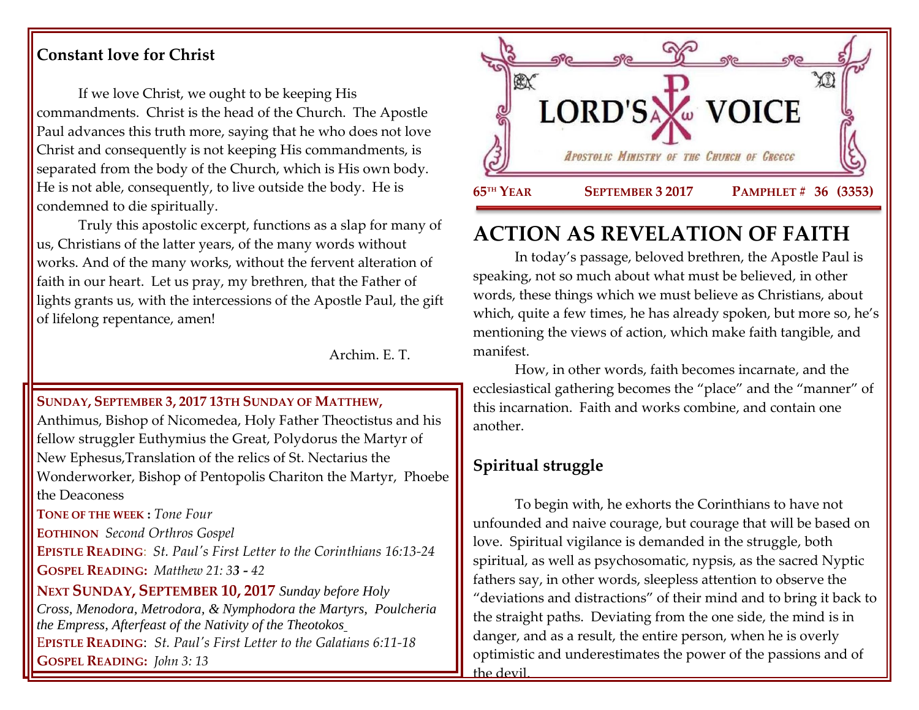## Constant love for Christ

If we love Christ, we ought to be keeping His commandments. Christ is the head of the Church. The Apostle Paul advances this truth more, saying that he who does not love Christ and consequently is not keeping His commandments, is separated from the body of the Church, which is His own body. He is not able, consequently, to live outside the body. He is condemned to die spiritually.

Truly this apostolic excerpt, functions as a slap for many of us, Christians of the latter years, of the many words without works. And of the many works, without the fervent alteration of faith in our heart. Let us pray, my brethren, that the Father of lights grants us, with the intercessions of the Apostle Paul, the gift of lifelong repentance, amen!

Archim. E. T.

**SUNDAY, SEPTEMBER 3, 2017 13TH SUNDAY OF MATTHEW,** Anthimus, Bishop of Nicomedea, Holy Father Theoctistus and his fellow struggler Euthymius the Great, Polydorus the Martyr of New Ephesus,Translation of the relics of St. Nectarius the Wonderworker, Bishop of Pentopolis Chariton the Martyr, Phoebe the Deaconess

**TONE OF THE WEEK :** *Tone Four*

**EOTHINON** *Second Orthros Gospel*

**EPISTLE READING**: *St. Paul's First Letter to the Corinthians 16:13-24*

**GOSPEL READING:** *Matthew 21: 33 - 42*

**NEXT SUNDAY, SEPTEMBER 10, 2017** *Sunday before Holy Cross, Menodora, Metrodora, & Nymphodora the Martyrs, Poulcheria the Empress, Afterfeast of the Nativity of the Theotokos*

**EPISTLE READING**: *St. Paul's First Letter to the Galatians 6:11-18*

**GOSPEL READING:** *John 3: 13*

# LORD'S VOICE

*APOSTOLIC MINISTRY OF THE CHURCH OF GREECE*

**65TH YEAR** **SEPTEMBER 3 2017** **PAMPHLET # 36 (3353)**

# ACTION AS REVELATION OF FAITH

In today's passage, beloved brethren, the Apostle Paul is speaking, not so much about what must be believed, in other words, these things which we must believe as Christians, about which, quite a few times, he has already spoken, but more so, he's mentioning the views of action, which make faith tangible, and manifest.

How, in other words, faith becomes incarnate, and the ecclesiastical gathering becomes the "place" and the "manner" of this incarnation. Faith and works combine, and contain one another.

## Spiritual struggle

To begin with, he exhorts the Corinthians to have not unfounded and naive courage, but courage that will be based on love. Spiritual vigilance is demanded in the struggle, both spiritual, as well as psychosomatic, nypsis, as the sacred Nyptic fathers say, in other words, sleepless attention to observe the "deviations and distractions" of their mind and to bring it back to the straight paths. Deviating from the one side, the mind is in danger, and as a result, the entire person, when he is overly optimistic and underestimates the power of the passions and of the devil.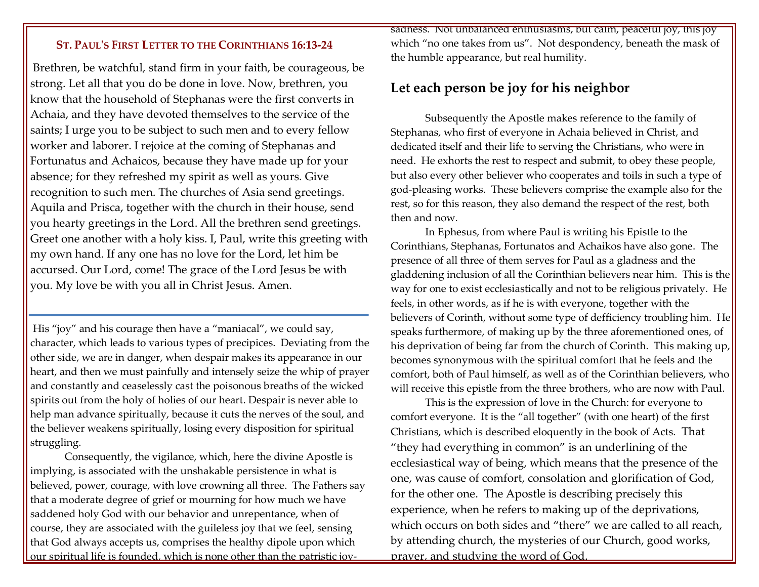### St. Paul's First Letter to the Corinthians 16:13-24

Brethren, be watchful, stand firm in your faith, be courageous, be strong. Let all that you do be done in love. Now, brethren, you know that the household of Stephanas were the first converts in Achaia, and they have devoted themselves to the service of the saints; I urge you to be subject to such men and to every fellow worker and laborer. I rejoice at the coming of Stephanas and Fortunatus and Achaicos, because they have made up for your absence; for they refreshed my spirit as well as yours. Give recognition to such men. The churches of Asia send greetings. Aquila and Prisca, together with the church in their house, send you hearty greetings in the Lord. All the brethren send greetings. Greet one another with a holy kiss. I, Paul, write this greeting with my own hand. If any one has no love for the Lord, let him be accursed. Our Lord, come! The grace of the Lord Jesus be with you. My love be with you all in Christ Jesus. Amen.

---

His "joy" and his courage then have a "maniacal", we could say, character, which leads to various types of precipices. Deviating from the other side, we are in danger, when despair makes its appearance in our heart, and then we must painfully and intensely seize the whip of prayer and constantly and ceaselessly cast the poisonous breaths of the wicked spirits out from the holy of holies of our heart. Despair is never able to help man advance spiritually, because it cuts the nerves of the soul, and the believer weakens spiritually, losing every disposition for spiritual struggling.

Consequently, the vigilance, which, here the divine Apostle is implying, is associated with the unshakable persistence in what is believed, power, courage, with love crowning all three. The Fathers say that a moderate degree of grief or mourning for how much we have saddened holy God with our behavior and unrepentance, when of course, they are associated with the guileless joy that we feel, sensing that God always accepts us, comprises the healthy dipole upon which our spiritual life is founded, which is none other than the patristic joy-sadness. Not unbalanced enthusiasms, but calm, peaceful joy, this joy which "no one takes from us". Not despondency, beneath the mask of the humble appearance, but real humility.

## Let each person be joy for his neighbor

Subsequently the Apostle makes reference to the family of Stephanas, who first of everyone in Achaia believed in Christ, and dedicated itself and their life to serving the Christians, who were in need. He exhorts the rest to respect and submit, to obey these people, but also every other believer who cooperates and toils in such a type of god-pleasing works. These believers comprise the example also for the rest, so for this reason, they also demand the respect of the rest, both then and now.

In Ephesus, from where Paul is writing his Epistle to the Corinthians, Stephanas, Fortunatos and Achaikos have also gone. The presence of all three of them serves for Paul as a gladness and the gladdening inclusion of all the Corinthian believers near him. This is the way for one to exist ecclesiastically and not to be religious privately. He feels, in other words, as if he is with everyone, together with the believers of Corinth, without some type of defficiency troubling him. He speaks furthermore, of making up by the three aforementioned ones, of his deprivation of being far from the church of Corinth. This making up, becomes synonymous with the spiritual comfort that he feels and the comfort, both of Paul himself, as well as of the Corinthian believers, who will receive this epistle from the three brothers, who are now with Paul.

This is the expression of love in the Church: for everyone to comfort everyone. It is the "all together" (with one heart) of the first Christians, which is described eloquently in the book of Acts. That "they had everything in common" is an underlining of the ecclesiastical way of being, which means that the presence of the one, was cause of comfort, consolation and glorification of God, for the other one. The Apostle is describing precisely this experience, when he refers to making up of the deprivations, which occurs on both sides and "there" we are called to all reach, by attending church, the mysteries of our Church, good works, prayer, and studying the word of God.